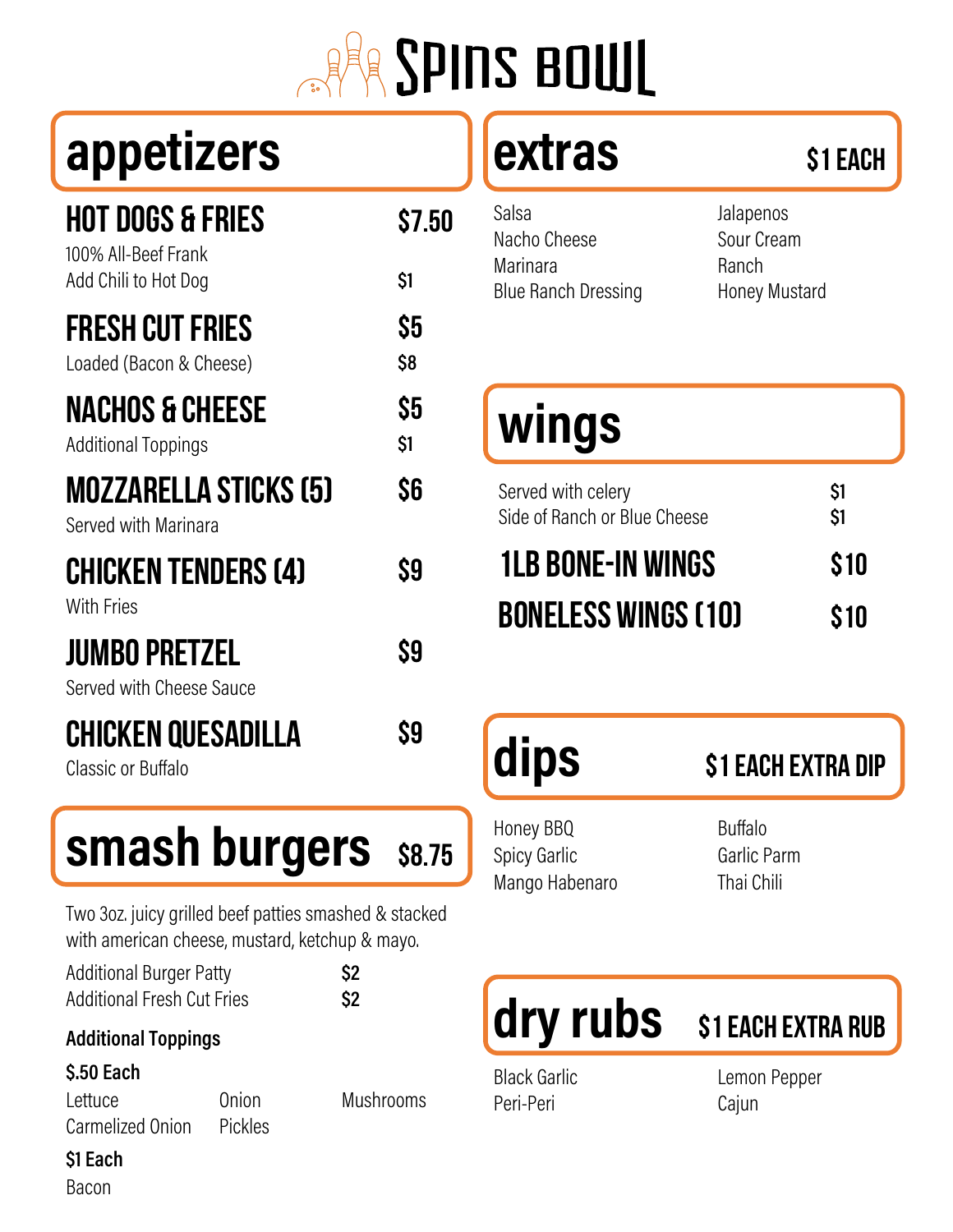# Spins Bowl

## appetizers

**HOT DOGS & FRIES** — $7.50
100% All-Beef Frank
Add Chili to Hot Dog — $1

**FRESH CUT FRIES** — $5
Loaded (Bacon & Cheese) — $8

**NACHOS & CHEESE** — $5
Additional Toppings — $1

**MOZZARELLA STICKS (5)** — $6
Served with Marinara

**CHICKEN TENDERS (4)** — $9
With Fries

**JUMBO PRETZEL** — $9
Served with Cheese Sauce

**CHICKEN QUESADILLA** — $9
Classic or Buffalo

## smash burgers $8.75

Two 3oz. juicy grilled beef patties smashed & stacked with american cheese, mustard, ketchup & mayo.

Additional Burger Patty — $2
Additional Fresh Cut Fries — $2

**Additional Toppings**

**$.50 Each**
Lettuce
Onion
Mushrooms
Carmelized Onion
Pickles

**$1 Each**
Bacon

## extras $1 EACH

Salsa
Nacho Cheese
Marinara
Blue Ranch Dressing
Jalapenos
Sour Cream
Ranch
Honey Mustard

## wings

Served with celery — $1
Side of Ranch or Blue Cheese — $1

**1LB BONE-IN WINGS** — $10

**BONELESS WINGS (10)** — $10

## dips $1 EACH EXTRA DIP

Honey BBQ
Spicy Garlic
Mango Habenaro
Buffalo
Garlic Parm
Thai Chili

## dry rubs $1 EACH EXTRA RUB

Black Garlic
Peri-Peri
Lemon Pepper
Cajun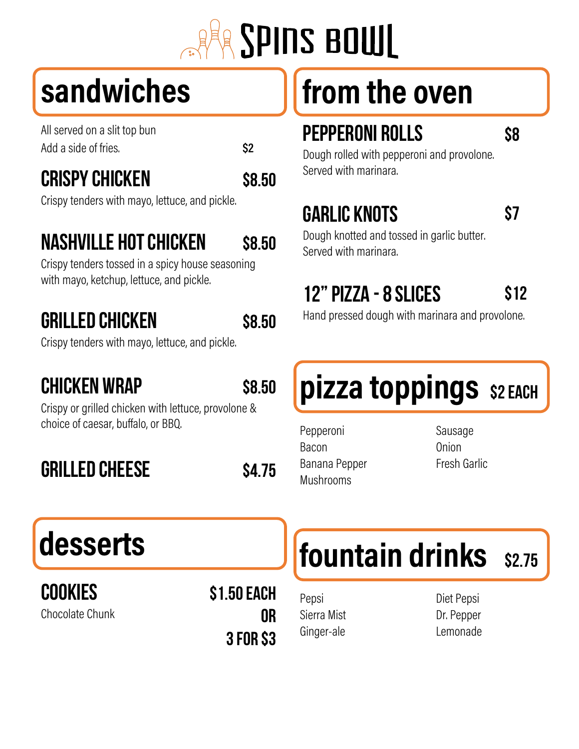# SPINS BOWL

## sandwiches

All served on a slit top bun

Add a side of fries. $2

### CRISPY CHICKEN $8.50

Crispy tenders with mayo, lettuce, and pickle.

### NASHVILLE HOT CHICKEN $8.50

Crispy tenders tossed in a spicy house seasoning with mayo, ketchup, lettuce, and pickle.

### GRILLED CHICKEN $8.50

Crispy tenders with mayo, lettuce, and pickle.

### CHICKEN WRAP $8.50

Crispy or grilled chicken with lettuce, provolone & choice of caesar, buffalo, or BBQ.

### GRILLED CHEESE $4.75

## desserts

### COOKIES $1.50 EACH OR 3 FOR $3

Chocolate Chunk

## from the oven

### PEPPERONI ROLLS $8

Dough rolled with pepperoni and provolone. Served with marinara.

### GARLIC KNOTS $7

Dough knotted and tossed in garlic butter. Served with marinara.

### 12" PIZZA - 8 SLICES $12

Hand pressed dough with marinara and provolone.

## pizza toppings $2 EACH

- Pepperoni
- Bacon
- Banana Pepper
- Mushrooms
- Sausage
- Onion
- Fresh Garlic

## fountain drinks $2.75

- Pepsi
- Sierra Mist
- Ginger-ale
- Diet Pepsi
- Dr. Pepper
- Lemonade